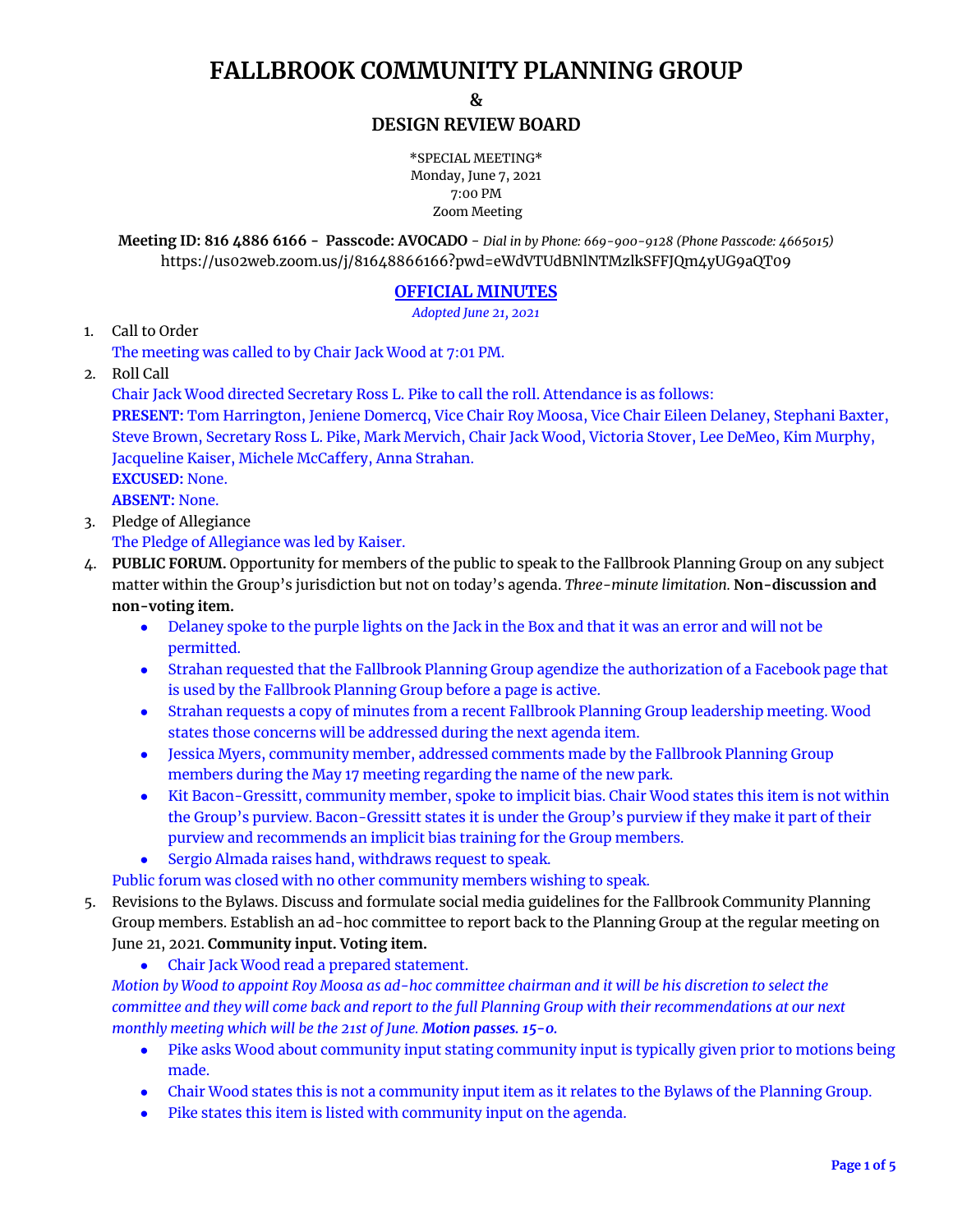# FALLBROOK COMMUNITY PLANNING GROUP

**&**

## DESIGN REVIEW BOARD

\*SPECIAL MEETING\*
Monday, June 7, 2021
7:00 PM
Zoom Meeting

**Meeting ID: 816 4886 6166 - Passcode: AVOCADO** - *Dial in by Phone: 669-900-9128 (Phone Passcode: 4665015)*
https://us02web.zoom.us/j/81648866166?pwd=eWdVTUdBNlNTMzlkSFFJQm4yUG9aQT09

**OFFICIAL MINUTES**

*Adopted June 21, 2021*

1. Call to Order
   The meeting was called to by Chair Jack Wood at 7:01 PM.
2. Roll Call
   Chair Jack Wood directed Secretary Ross L. Pike to call the roll. Attendance is as follows:
   **PRESENT:** Tom Harrington, Jeniene Domercq, Vice Chair Roy Moosa, Vice Chair Eileen Delaney, Stephani Baxter, Steve Brown, Secretary Ross L. Pike, Mark Mervich, Chair Jack Wood, Victoria Stover, Lee DeMeo, Kim Murphy, Jacqueline Kaiser, Michele McCaffery, Anna Strahan.
   **EXCUSED:** None.
   **ABSENT:** None.
3. Pledge of Allegiance
   The Pledge of Allegiance was led by Kaiser.
4. **PUBLIC FORUM.** Opportunity for members of the public to speak to the Fallbrook Planning Group on any subject matter within the Group's jurisdiction but not on today's agenda. *Three-minute limitation.* **Non-discussion and non-voting item.**
   - Delaney spoke to the purple lights on the Jack in the Box and that it was an error and will not be permitted.
   - Strahan requested that the Fallbrook Planning Group agendize the authorization of a Facebook page that is used by the Fallbrook Planning Group before a page is active.
   - Strahan requests a copy of minutes from a recent Fallbrook Planning Group leadership meeting. Wood states those concerns will be addressed during the next agenda item.
   - Jessica Myers, community member, addressed comments made by the Fallbrook Planning Group members during the May 17 meeting regarding the name of the new park.
   - Kit Bacon-Gressitt, community member, spoke to implicit bias. Chair Wood states this item is not within the Group's purview. Bacon-Gressitt states it is under the Group's purview if they make it part of their purview and recommends an implicit bias training for the Group members.
   - Sergio Almada raises hand, withdraws request to speak.

   Public forum was closed with no other community members wishing to speak.
5. Revisions to the Bylaws. Discuss and formulate social media guidelines for the Fallbrook Community Planning Group members. Establish an ad-hoc committee to report back to the Planning Group at the regular meeting on June 21, 2021. **Community input. Voting item.**
   - Chair Jack Wood read a prepared statement.

   *Motion by Wood to appoint Roy Moosa as ad-hoc committee chairman and it will be his discretion to select the committee and they will come back and report to the full Planning Group with their recommendations at our next monthly meeting which will be the 21st of June.* ***Motion passes. 15-0.***
   - Pike asks Wood about community input stating community input is typically given prior to motions being made.
   - Chair Wood states this is not a community input item as it relates to the Bylaws of the Planning Group.
   - Pike states this item is listed with community input on the agenda.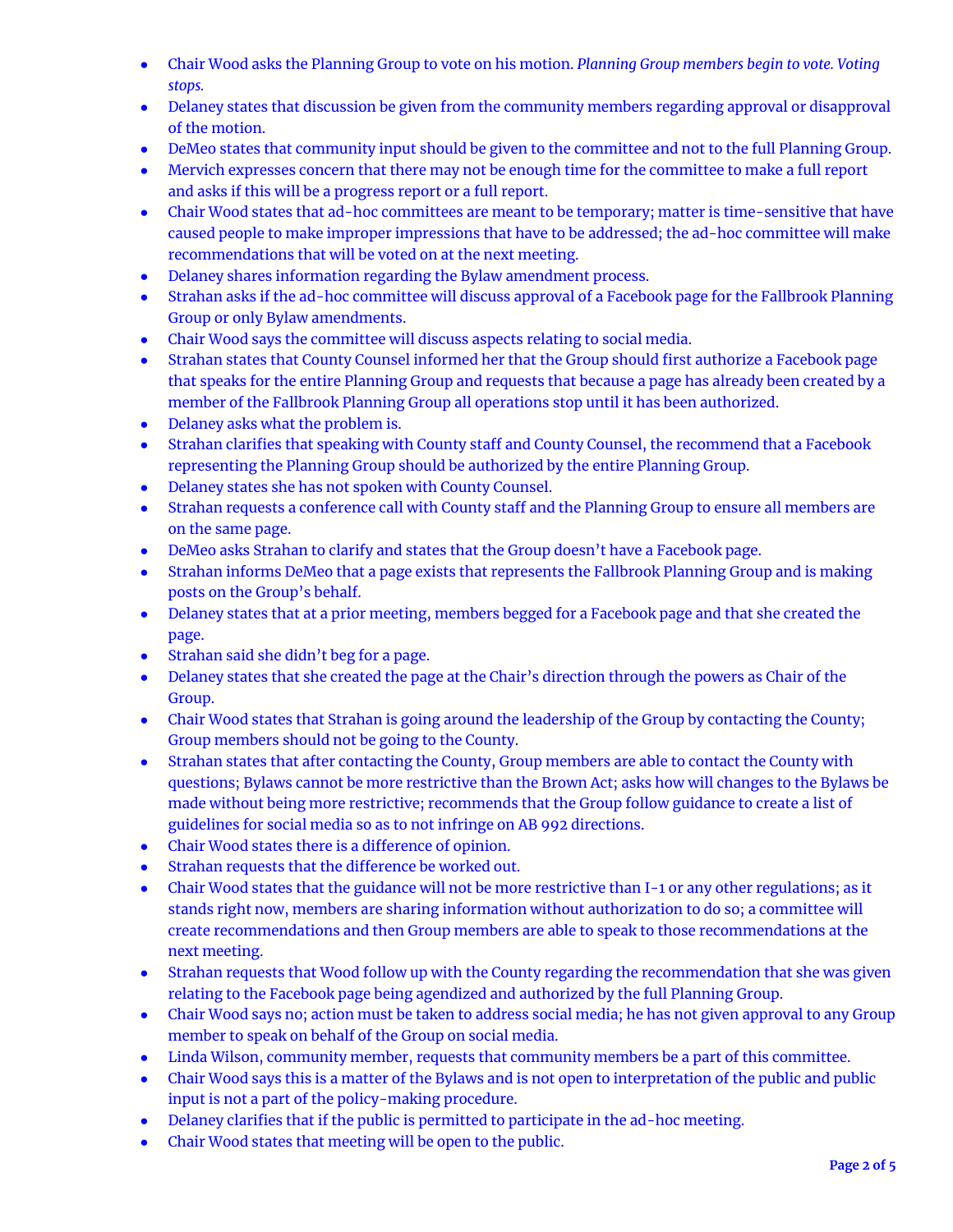- Chair Wood asks the Planning Group to vote on his motion. *Planning Group members begin to vote. Voting stops.*
- Delaney states that discussion be given from the community members regarding approval or disapproval of the motion.
- DeMeo states that community input should be given to the committee and not to the full Planning Group.
- Mervich expresses concern that there may not be enough time for the committee to make a full report and asks if this will be a progress report or a full report.
- Chair Wood states that ad-hoc committees are meant to be temporary; matter is time-sensitive that have caused people to make improper impressions that have to be addressed; the ad-hoc committee will make recommendations that will be voted on at the next meeting.
- Delaney shares information regarding the Bylaw amendment process.
- Strahan asks if the ad-hoc committee will discuss approval of a Facebook page for the Fallbrook Planning Group or only Bylaw amendments.
- Chair Wood says the committee will discuss aspects relating to social media.
- Strahan states that County Counsel informed her that the Group should first authorize a Facebook page that speaks for the entire Planning Group and requests that because a page has already been created by a member of the Fallbrook Planning Group all operations stop until it has been authorized.
- Delaney asks what the problem is.
- Strahan clarifies that speaking with County staff and County Counsel, the recommend that a Facebook representing the Planning Group should be authorized by the entire Planning Group.
- Delaney states she has not spoken with County Counsel.
- Strahan requests a conference call with County staff and the Planning Group to ensure all members are on the same page.
- DeMeo asks Strahan to clarify and states that the Group doesn't have a Facebook page.
- Strahan informs DeMeo that a page exists that represents the Fallbrook Planning Group and is making posts on the Group's behalf.
- Delaney states that at a prior meeting, members begged for a Facebook page and that she created the page.
- Strahan said she didn't beg for a page.
- Delaney states that she created the page at the Chair's direction through the powers as Chair of the Group.
- Chair Wood states that Strahan is going around the leadership of the Group by contacting the County; Group members should not be going to the County.
- Strahan states that after contacting the County, Group members are able to contact the County with questions; Bylaws cannot be more restrictive than the Brown Act; asks how will changes to the Bylaws be made without being more restrictive; recommends that the Group follow guidance to create a list of guidelines for social media so as to not infringe on AB 992 directions.
- Chair Wood states there is a difference of opinion.
- Strahan requests that the difference be worked out.
- Chair Wood states that the guidance will not be more restrictive than I-1 or any other regulations; as it stands right now, members are sharing information without authorization to do so; a committee will create recommendations and then Group members are able to speak to those recommendations at the next meeting.
- Strahan requests that Wood follow up with the County regarding the recommendation that she was given relating to the Facebook page being agendized and authorized by the full Planning Group.
- Chair Wood says no; action must be taken to address social media; he has not given approval to any Group member to speak on behalf of the Group on social media.
- Linda Wilson, community member, requests that community members be a part of this committee.
- Chair Wood says this is a matter of the Bylaws and is not open to interpretation of the public and public input is not a part of the policy-making procedure.
- Delaney clarifies that if the public is permitted to participate in the ad-hoc meeting.
- Chair Wood states that meeting will be open to the public.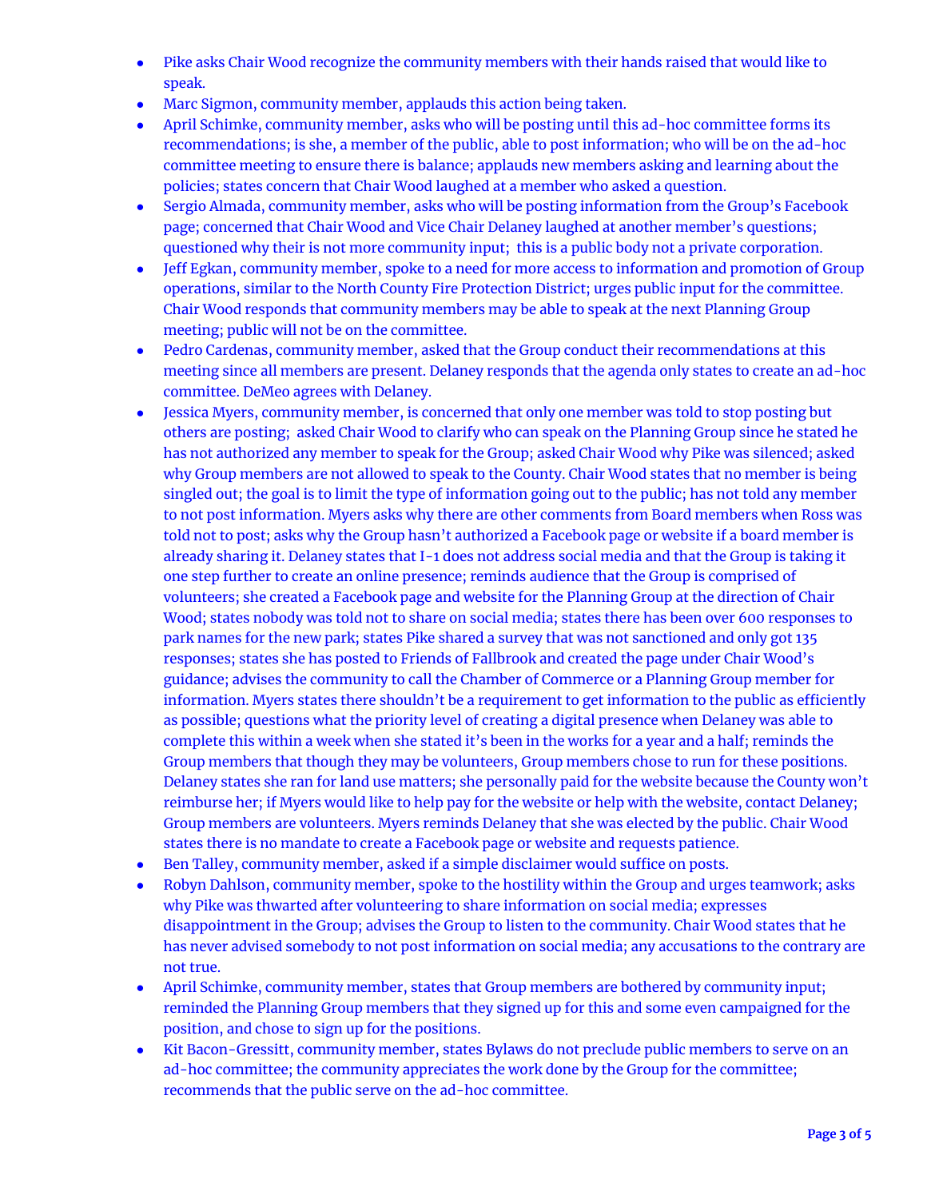- Pike asks Chair Wood recognize the community members with their hands raised that would like to speak.
- Marc Sigmon, community member, applauds this action being taken.
- April Schimke, community member, asks who will be posting until this ad-hoc committee forms its recommendations; is she, a member of the public, able to post information; who will be on the ad-hoc committee meeting to ensure there is balance; applauds new members asking and learning about the policies; states concern that Chair Wood laughed at a member who asked a question.
- Sergio Almada, community member, asks who will be posting information from the Group's Facebook page; concerned that Chair Wood and Vice Chair Delaney laughed at another member's questions; questioned why their is not more community input; this is a public body not a private corporation.
- Jeff Egkan, community member, spoke to a need for more access to information and promotion of Group operations, similar to the North County Fire Protection District; urges public input for the committee. Chair Wood responds that community members may be able to speak at the next Planning Group meeting; public will not be on the committee.
- Pedro Cardenas, community member, asked that the Group conduct their recommendations at this meeting since all members are present. Delaney responds that the agenda only states to create an ad-hoc committee. DeMeo agrees with Delaney.
- Jessica Myers, community member, is concerned that only one member was told to stop posting but others are posting; asked Chair Wood to clarify who can speak on the Planning Group since he stated he has not authorized any member to speak for the Group; asked Chair Wood why Pike was silenced; asked why Group members are not allowed to speak to the County. Chair Wood states that no member is being singled out; the goal is to limit the type of information going out to the public; has not told any member to not post information. Myers asks why there are other comments from Board members when Ross was told not to post; asks why the Group hasn't authorized a Facebook page or website if a board member is already sharing it. Delaney states that I-1 does not address social media and that the Group is taking it one step further to create an online presence; reminds audience that the Group is comprised of volunteers; she created a Facebook page and website for the Planning Group at the direction of Chair Wood; states nobody was told not to share on social media; states there has been over 600 responses to park names for the new park; states Pike shared a survey that was not sanctioned and only got 135 responses; states she has posted to Friends of Fallbrook and created the page under Chair Wood's guidance; advises the community to call the Chamber of Commerce or a Planning Group member for information. Myers states there shouldn't be a requirement to get information to the public as efficiently as possible; questions what the priority level of creating a digital presence when Delaney was able to complete this within a week when she stated it's been in the works for a year and a half; reminds the Group members that though they may be volunteers, Group members chose to run for these positions. Delaney states she ran for land use matters; she personally paid for the website because the County won't reimburse her; if Myers would like to help pay for the website or help with the website, contact Delaney; Group members are volunteers. Myers reminds Delaney that she was elected by the public. Chair Wood states there is no mandate to create a Facebook page or website and requests patience.
- Ben Talley, community member, asked if a simple disclaimer would suffice on posts.
- Robyn Dahlson, community member, spoke to the hostility within the Group and urges teamwork; asks why Pike was thwarted after volunteering to share information on social media; expresses disappointment in the Group; advises the Group to listen to the community. Chair Wood states that he has never advised somebody to not post information on social media; any accusations to the contrary are not true.
- April Schimke, community member, states that Group members are bothered by community input; reminded the Planning Group members that they signed up for this and some even campaigned for the position, and chose to sign up for the positions.
- Kit Bacon-Gressitt, community member, states Bylaws do not preclude public members to serve on an ad-hoc committee; the community appreciates the work done by the Group for the committee; recommends that the public serve on the ad-hoc committee.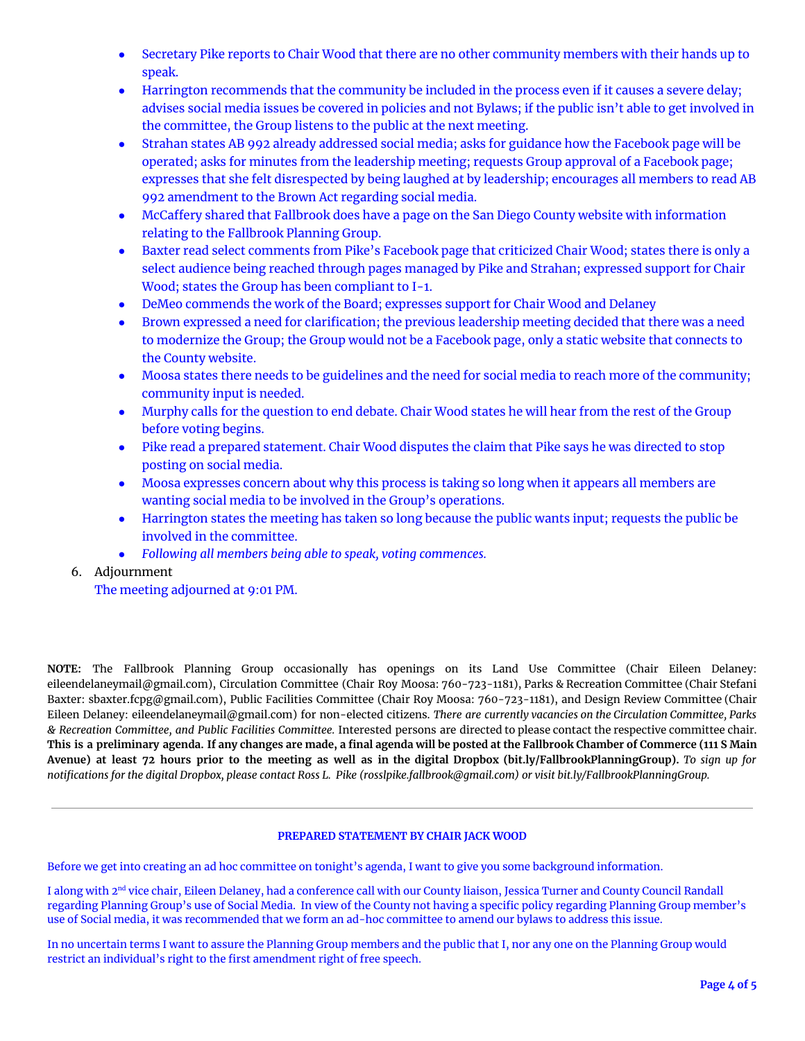- Secretary Pike reports to Chair Wood that there are no other community members with their hands up to speak.
- Harrington recommends that the community be included in the process even if it causes a severe delay; advises social media issues be covered in policies and not Bylaws; if the public isn't able to get involved in the committee, the Group listens to the public at the next meeting.
- Strahan states AB 992 already addressed social media; asks for guidance how the Facebook page will be operated; asks for minutes from the leadership meeting; requests Group approval of a Facebook page; expresses that she felt disrespected by being laughed at by leadership; encourages all members to read AB 992 amendment to the Brown Act regarding social media.
- McCaffery shared that Fallbrook does have a page on the San Diego County website with information relating to the Fallbrook Planning Group.
- Baxter read select comments from Pike's Facebook page that criticized Chair Wood; states there is only a select audience being reached through pages managed by Pike and Strahan; expressed support for Chair Wood; states the Group has been compliant to I-1.
- DeMeo commends the work of the Board; expresses support for Chair Wood and Delaney
- Brown expressed a need for clarification; the previous leadership meeting decided that there was a need to modernize the Group; the Group would not be a Facebook page, only a static website that connects to the County website.
- Moosa states there needs to be guidelines and the need for social media to reach more of the community; community input is needed.
- Murphy calls for the question to end debate. Chair Wood states he will hear from the rest of the Group before voting begins.
- Pike read a prepared statement. Chair Wood disputes the claim that Pike says he was directed to stop posting on social media.
- Moosa expresses concern about why this process is taking so long when it appears all members are wanting social media to be involved in the Group's operations.
- Harrington states the meeting has taken so long because the public wants input; requests the public be involved in the committee.
- *Following all members being able to speak, voting commences.*

6. Adjournment

   The meeting adjourned at 9:01 PM.

**NOTE:** The Fallbrook Planning Group occasionally has openings on its Land Use Committee (Chair Eileen Delaney: eileendelaneymail@gmail.com), Circulation Committee (Chair Roy Moosa: 760-723-1181), Parks & Recreation Committee (Chair Stefani Baxter: sbaxter.fcpg@gmail.com), Public Facilities Committee (Chair Roy Moosa: 760-723-1181), and Design Review Committee (Chair Eileen Delaney: eileendelaneymail@gmail.com) for non-elected citizens. *There are currently vacancies on the Circulation Committee, Parks & Recreation Committee, and Public Facilities Committee.* Interested persons are directed to please contact the respective committee chair. **This is a preliminary agenda. If any changes are made, a final agenda will be posted at the Fallbrook Chamber of Commerce (111 S Main Avenue) at least 72 hours prior to the meeting as well as in the digital Dropbox (bit.ly/FallbrookPlanningGroup).** *To sign up for notifications for the digital Dropbox, please contact Ross L. Pike (rosslpike.fallbrook@gmail.com) or visit bit.ly/FallbrookPlanningGroup.*

---

**PREPARED STATEMENT BY CHAIR JACK WOOD**

Before we get into creating an ad hoc committee on tonight's agenda, I want to give you some background information.

I along with 2nd vice chair, Eileen Delaney, had a conference call with our County liaison, Jessica Turner and County Council Randall regarding Planning Group's use of Social Media. In view of the County not having a specific policy regarding Planning Group member's use of Social media, it was recommended that we form an ad-hoc committee to amend our bylaws to address this issue.

In no uncertain terms I want to assure the Planning Group members and the public that I, nor any one on the Planning Group would restrict an individual's right to the first amendment right of free speech.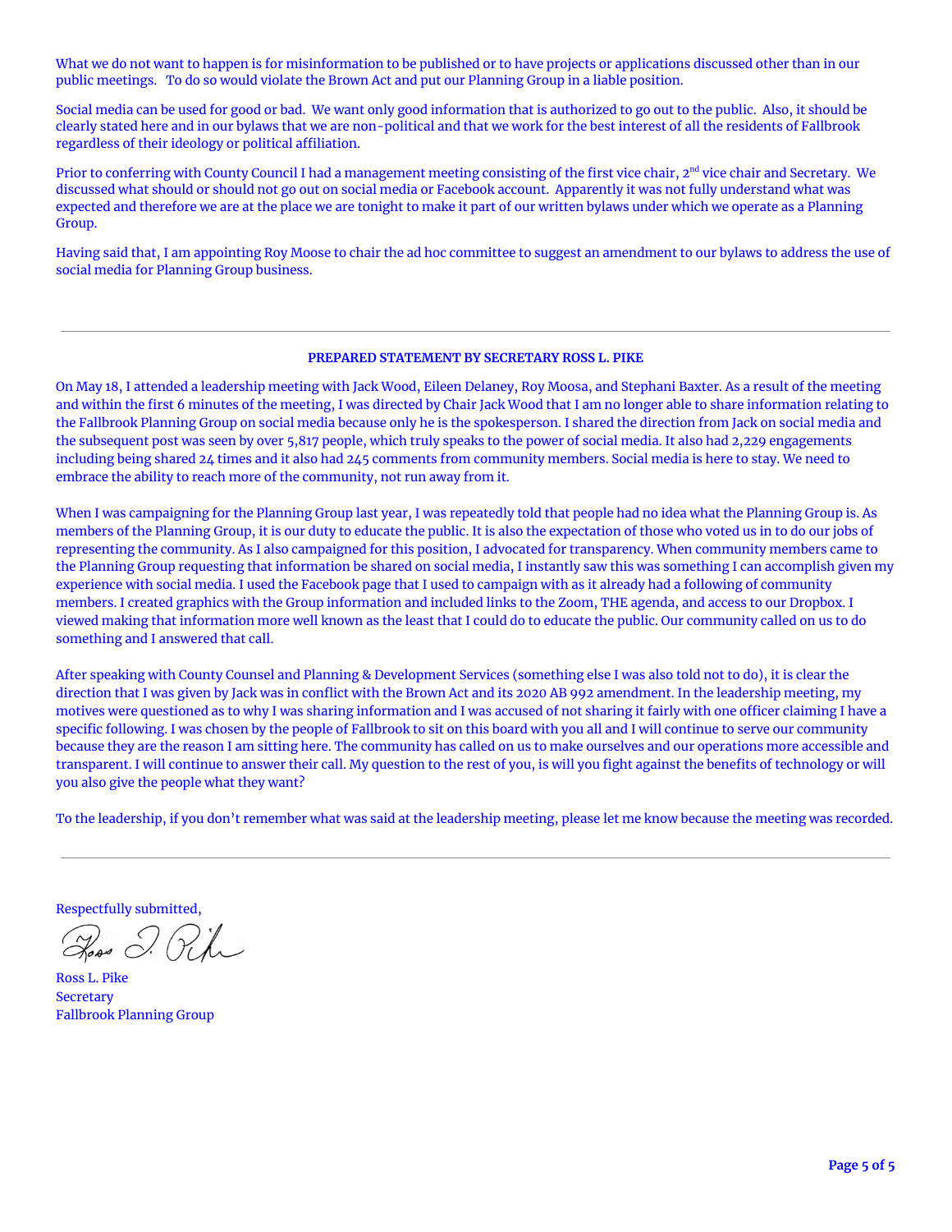What we do not want to happen is for misinformation to be published or to have projects or applications discussed other than in our public meetings. To do so would violate the Brown Act and put our Planning Group in a liable position.

Social media can be used for good or bad. We want only good information that is authorized to go out to the public. Also, it should be clearly stated here and in our bylaws that we are non-political and that we work for the best interest of all the residents of Fallbrook regardless of their ideology or political affiliation.

Prior to conferring with County Council I had a management meeting consisting of the first vice chair, 2nd vice chair and Secretary. We discussed what should or should not go out on social media or Facebook account. Apparently it was not fully understand what was expected and therefore we are at the place we are tonight to make it part of our written bylaws under which we operate as a Planning Group.

Having said that, I am appointing Roy Moose to chair the ad hoc committee to suggest an amendment to our bylaws to address the use of social media for Planning Group business.

---

**PREPARED STATEMENT BY SECRETARY ROSS L. PIKE**

On May 18, I attended a leadership meeting with Jack Wood, Eileen Delaney, Roy Moosa, and Stephani Baxter. As a result of the meeting and within the first 6 minutes of the meeting, I was directed by Chair Jack Wood that I am no longer able to share information relating to the Fallbrook Planning Group on social media because only he is the spokesperson. I shared the direction from Jack on social media and the subsequent post was seen by over 5,817 people, which truly speaks to the power of social media. It also had 2,229 engagements including being shared 24 times and it also had 245 comments from community members. Social media is here to stay. We need to embrace the ability to reach more of the community, not run away from it.

When I was campaigning for the Planning Group last year, I was repeatedly told that people had no idea what the Planning Group is. As members of the Planning Group, it is our duty to educate the public. It is also the expectation of those who voted us in to do our jobs of representing the community. As I also campaigned for this position, I advocated for transparency. When community members came to the Planning Group requesting that information be shared on social media, I instantly saw this was something I can accomplish given my experience with social media. I used the Facebook page that I used to campaign with as it already had a following of community members. I created graphics with the Group information and included links to the Zoom, THE agenda, and access to our Dropbox. I viewed making that information more well known as the least that I could do to educate the public. Our community called on us to do something and I answered that call.

After speaking with County Counsel and Planning & Development Services (something else I was also told not to do), it is clear the direction that I was given by Jack was in conflict with the Brown Act and its 2020 AB 992 amendment. In the leadership meeting, my motives were questioned as to why I was sharing information and I was accused of not sharing it fairly with one officer claiming I have a specific following. I was chosen by the people of Fallbrook to sit on this board with you all and I will continue to serve our community because they are the reason I am sitting here. The community has called on us to make ourselves and our operations more accessible and transparent. I will continue to answer their call. My question to the rest of you, is will you fight against the benefits of technology or will you also give the people what they want?

To the leadership, if you don't remember what was said at the leadership meeting, please let me know because the meeting was recorded.

---

Respectfully submitted,

Ross L. Pike
Secretary
Fallbrook Planning Group